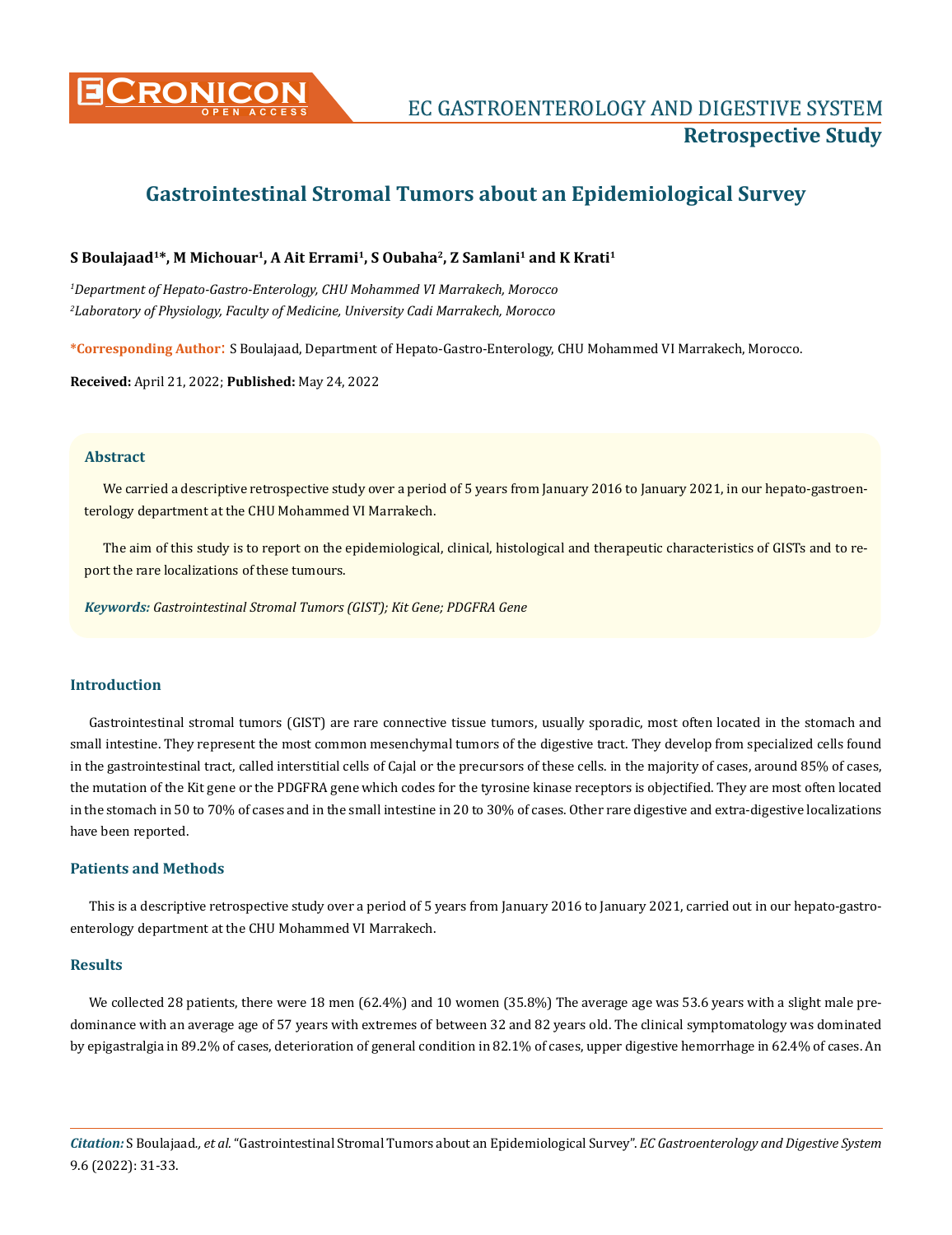Retrospective Study

# Gastrointestinal Stromal Tumors about an Epidemiological Survey

**S Boulajaad[1]*, M Michouar[1], A Ait Errami[1], S Oubaha[2], Z Samlani[1] and K Krati[1]**

*[1]Department of Hepato-Gastro-Enterology, CHU Mohammed VI Marrakech, Morocco*

*[2]Laboratory of Physiology, Faculty of Medicine, University Cadi Marrakech, Morocco*

**\*Corresponding Author**: S Boulajaad, Department of Hepato-Gastro-Enterology, CHU Mohammed VI Marrakech, Morocco.

**Received:** April 21, 2022; **Published:** May 24, 2022

### Abstract

We carried a descriptive retrospective study over a period of 5 years from January 2016 to January 2021, in our hepato-gastroenterology department at the CHU Mohammed VI Marrakech.

The aim of this study is to report on the epidemiological, clinical, histological and therapeutic characteristics of GISTs and to report the rare localizations of these tumours.

***Keywords:*** *Gastrointestinal Stromal Tumors (GIST); Kit Gene; PDGFRA Gene*

## Introduction

Gastrointestinal stromal tumors (GIST) are rare connective tissue tumors, usually sporadic, most often located in the stomach and small intestine. They represent the most common mesenchymal tumors of the digestive tract. They develop from specialized cells found in the gastrointestinal tract, called interstitial cells of Cajal or the precursors of these cells. in the majority of cases, around 85% of cases, the mutation of the Kit gene or the PDGFRA gene which codes for the tyrosine kinase receptors is objectified. They are most often located in the stomach in 50 to 70% of cases and in the small intestine in 20 to 30% of cases. Other rare digestive and extra-digestive localizations have been reported.

## Patients and Methods

This is a descriptive retrospective study over a period of 5 years from January 2016 to January 2021, carried out in our hepato-gastroenterology department at the CHU Mohammed VI Marrakech.

## Results

We collected 28 patients, there were 18 men (62.4%) and 10 women (35.8%) The average age was 53.6 years with a slight male predominance with an average age of 57 years with extremes of between 32 and 82 years old. The clinical symptomatology was dominated by epigastralgia in 89.2% of cases, deterioration of general condition in 82.1% of cases, upper digestive hemorrhage in 62.4% of cases. An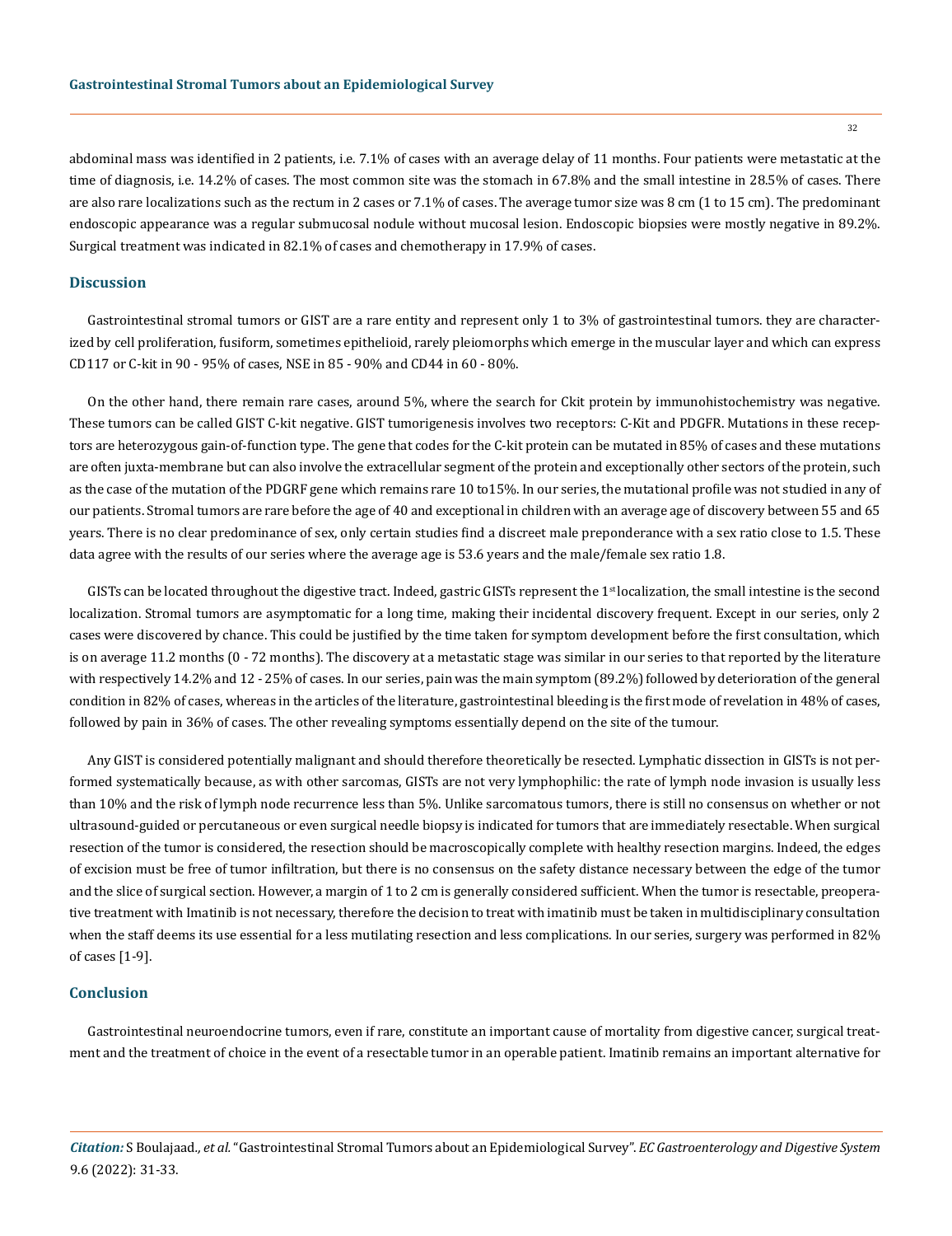abdominal mass was identified in 2 patients, i.e. 7.1% of cases with an average delay of 11 months. Four patients were metastatic at the time of diagnosis, i.e. 14.2% of cases. The most common site was the stomach in 67.8% and the small intestine in 28.5% of cases. There are also rare localizations such as the rectum in 2 cases or 7.1% of cases. The average tumor size was 8 cm (1 to 15 cm). The predominant endoscopic appearance was a regular submucosal nodule without mucosal lesion. Endoscopic biopsies were mostly negative in 89.2%. Surgical treatment was indicated in 82.1% of cases and chemotherapy in 17.9% of cases.

## Discussion

Gastrointestinal stromal tumors or GIST are a rare entity and represent only 1 to 3% of gastrointestinal tumors. they are characterized by cell proliferation, fusiform, sometimes epithelioid, rarely pleiomorphs which emerge in the muscular layer and which can express CD117 or C-kit in 90 - 95% of cases, NSE in 85 - 90% and CD44 in 60 - 80%.

On the other hand, there remain rare cases, around 5%, where the search for Ckit protein by immunohistochemistry was negative. These tumors can be called GIST C-kit negative. GIST tumorigenesis involves two receptors: C-Kit and PDGFR. Mutations in these receptors are heterozygous gain-of-function type. The gene that codes for the C-kit protein can be mutated in 85% of cases and these mutations are often juxta-membrane but can also involve the extracellular segment of the protein and exceptionally other sectors of the protein, such as the case of the mutation of the PDGRF gene which remains rare 10 to15%. In our series, the mutational profile was not studied in any of our patients. Stromal tumors are rare before the age of 40 and exceptional in children with an average age of discovery between 55 and 65 years. There is no clear predominance of sex, only certain studies find a discreet male preponderance with a sex ratio close to 1.5. These data agree with the results of our series where the average age is 53.6 years and the male/female sex ratio 1.8.

GISTs can be located throughout the digestive tract. Indeed, gastric GISTs represent the 1st localization, the small intestine is the second localization. Stromal tumors are asymptomatic for a long time, making their incidental discovery frequent. Except in our series, only 2 cases were discovered by chance. This could be justified by the time taken for symptom development before the first consultation, which is on average 11.2 months (0 - 72 months). The discovery at a metastatic stage was similar in our series to that reported by the literature with respectively 14.2% and 12 - 25% of cases. In our series, pain was the main symptom (89.2%) followed by deterioration of the general condition in 82% of cases, whereas in the articles of the literature, gastrointestinal bleeding is the first mode of revelation in 48% of cases, followed by pain in 36% of cases. The other revealing symptoms essentially depend on the site of the tumour.

Any GIST is considered potentially malignant and should therefore theoretically be resected. Lymphatic dissection in GISTs is not performed systematically because, as with other sarcomas, GISTs are not very lymphophilic: the rate of lymph node invasion is usually less than 10% and the risk of lymph node recurrence less than 5%. Unlike sarcomatous tumors, there is still no consensus on whether or not ultrasound-guided or percutaneous or even surgical needle biopsy is indicated for tumors that are immediately resectable. When surgical resection of the tumor is considered, the resection should be macroscopically complete with healthy resection margins. Indeed, the edges of excision must be free of tumor infiltration, but there is no consensus on the safety distance necessary between the edge of the tumor and the slice of surgical section. However, a margin of 1 to 2 cm is generally considered sufficient. When the tumor is resectable, preoperative treatment with Imatinib is not necessary, therefore the decision to treat with imatinib must be taken in multidisciplinary consultation when the staff deems its use essential for a less mutilating resection and less complications. In our series, surgery was performed in 82% of cases [1-9].

## Conclusion

Gastrointestinal neuroendocrine tumors, even if rare, constitute an important cause of mortality from digestive cancer, surgical treatment and the treatment of choice in the event of a resectable tumor in an operable patient. Imatinib remains an important alternative for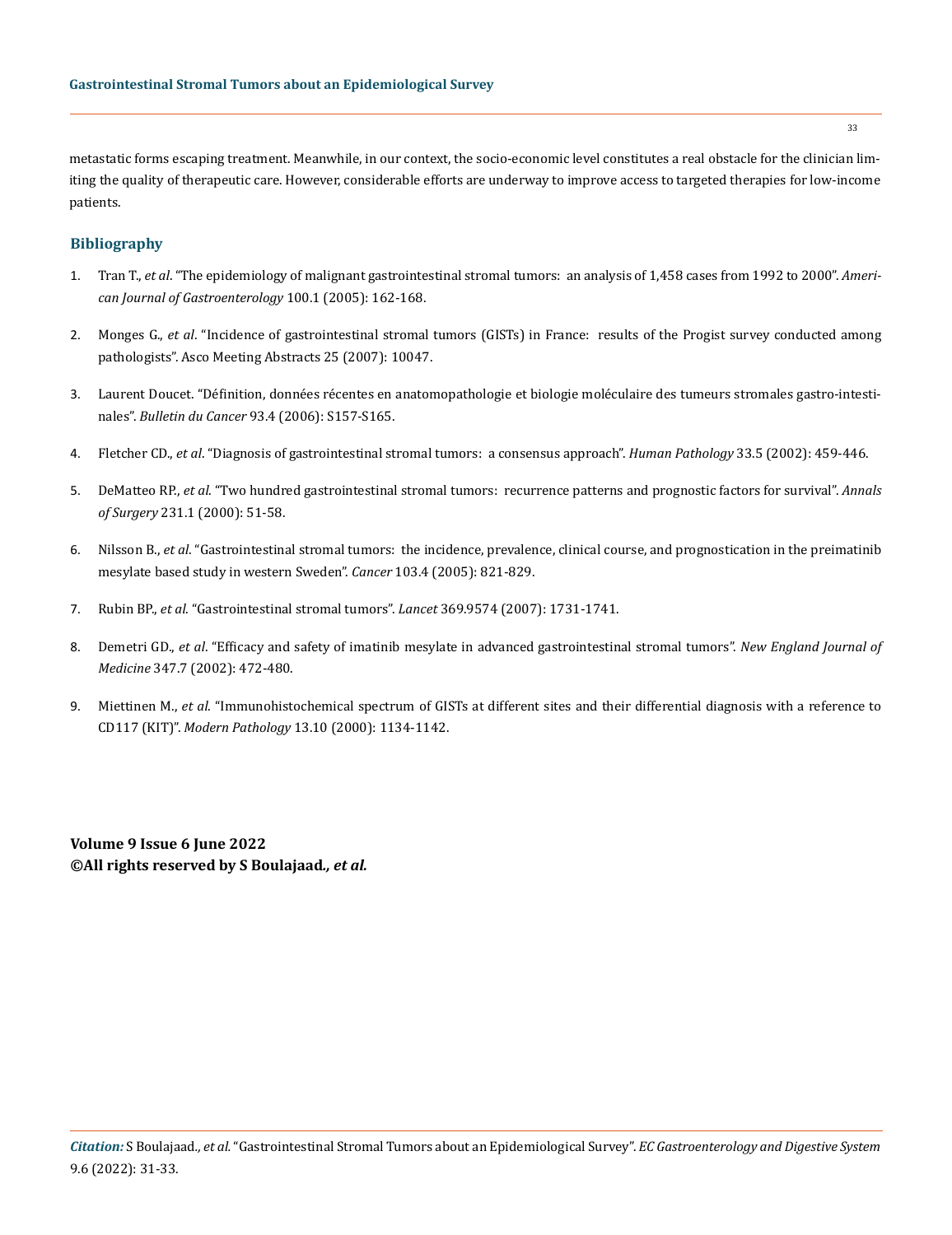metastatic forms escaping treatment. Meanwhile, in our context, the socio-economic level constitutes a real obstacle for the clinician limiting the quality of therapeutic care. However, considerable efforts are underway to improve access to targeted therapies for low-income patients.

## Bibliography

1. Tran T., *et al*. "The epidemiology of malignant gastrointestinal stromal tumors: an analysis of 1,458 cases from 1992 to 2000". *American Journal of Gastroenterology* 100.1 (2005): 162-168.
2. Monges G., *et al*. "Incidence of gastrointestinal stromal tumors (GISTs) in France: results of the Progist survey conducted among pathologists". Asco Meeting Abstracts 25 (2007): 10047.
3. Laurent Doucet. "Définition, données récentes en anatomopathologie et biologie moléculaire des tumeurs stromales gastro-intestinales". *Bulletin du Cancer* 93.4 (2006): S157-S165.
4. Fletcher CD., *et al*. "Diagnosis of gastrointestinal stromal tumors: a consensus approach". *Human Pathology* 33.5 (2002): 459-446.
5. DeMatteo RP., *et al.* "Two hundred gastrointestinal stromal tumors: recurrence patterns and prognostic factors for survival". *Annals of Surgery* 231.1 (2000): 51-58.
6. Nilsson B., *et al*. "Gastrointestinal stromal tumors: the incidence, prevalence, clinical course, and prognostication in the preimatinib mesylate based study in western Sweden". *Cancer* 103.4 (2005): 821-829.
7. Rubin BP., *et al.* "Gastrointestinal stromal tumors". *Lancet* 369.9574 (2007): 1731-1741.
8. Demetri GD., *et al*. "Efficacy and safety of imatinib mesylate in advanced gastrointestinal stromal tumors". *New England Journal of Medicine* 347.7 (2002): 472-480.
9. Miettinen M., *et al.* "Immunohistochemical spectrum of GISTs at different sites and their differential diagnosis with a reference to CD117 (KIT)". *Modern Pathology* 13.10 (2000): 1134-1142.

**Volume 9 Issue 6 June 2022**
**©All rights reserved by S Boulajaad*., et al.***